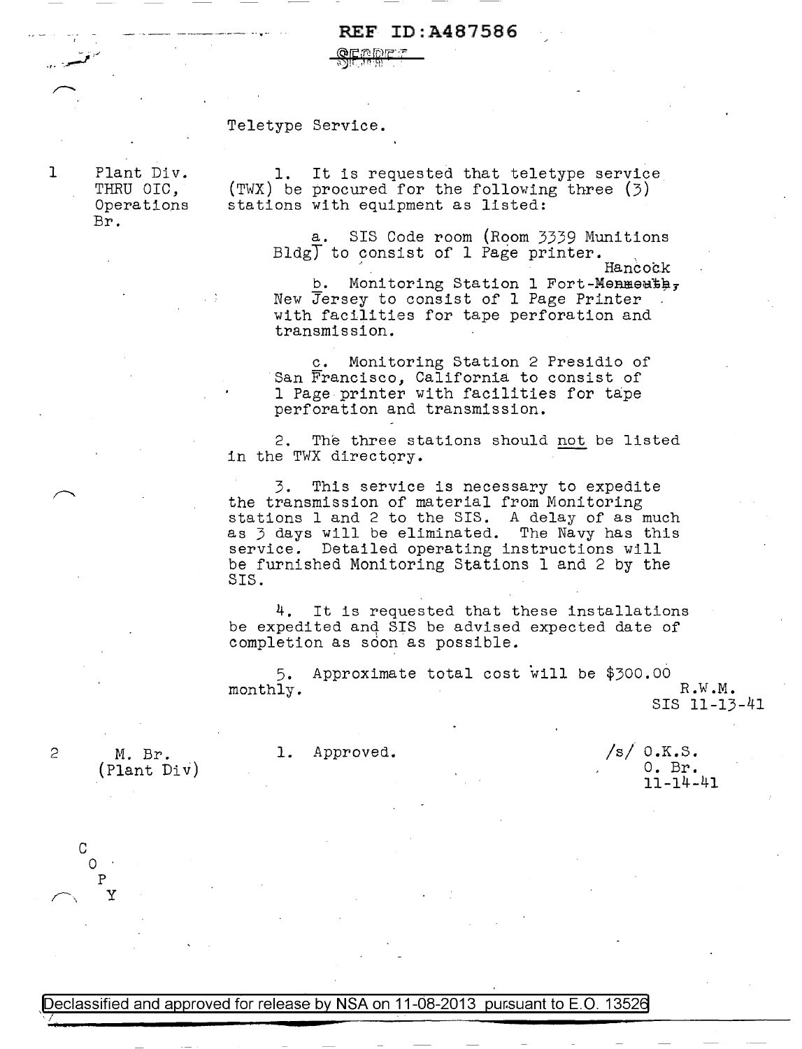REF ID:A487586

SECRET

Teletype Service.

1 Plant Div. THRU OIC, Operations Br.

1. It is requested that teletype service (TWX) be procured for the following three (3) stations with equipment as listed:

   a. SIS Code room (Room 3339 Munitions Bldg) to consist of 1 Page printer.

   b. Monitoring Station 1 Fort-~~Monmouth~~ Hancock, New Jersey to consist of 1 Page Printer with facilities for tape perforation and transmission.

   c. Monitoring Station 2 Presidio of San Francisco, California to consist of 1 Page printer with facilities for tape perforation and transmission.

2. The three stations should not be listed in the TWX directory.

3. This service is necessary to expedite the transmission of material from Monitoring stations 1 and 2 to the SIS. A delay of as much as 3 days will be eliminated. The Navy has this service. Detailed operating instructions will be furnished Monitoring Stations 1 and 2 by the SIS.

4. It is requested that these installations be expedited and SIS be advised expected date of completion as soon as possible.

5. Approximate total cost will be $300.00 monthly.

R.W.M.
SIS 11-13-41

2 M. Br. (Plant Div)

1. Approved.

/s/ O.K.S.
O. Br.
11-14-41

COPY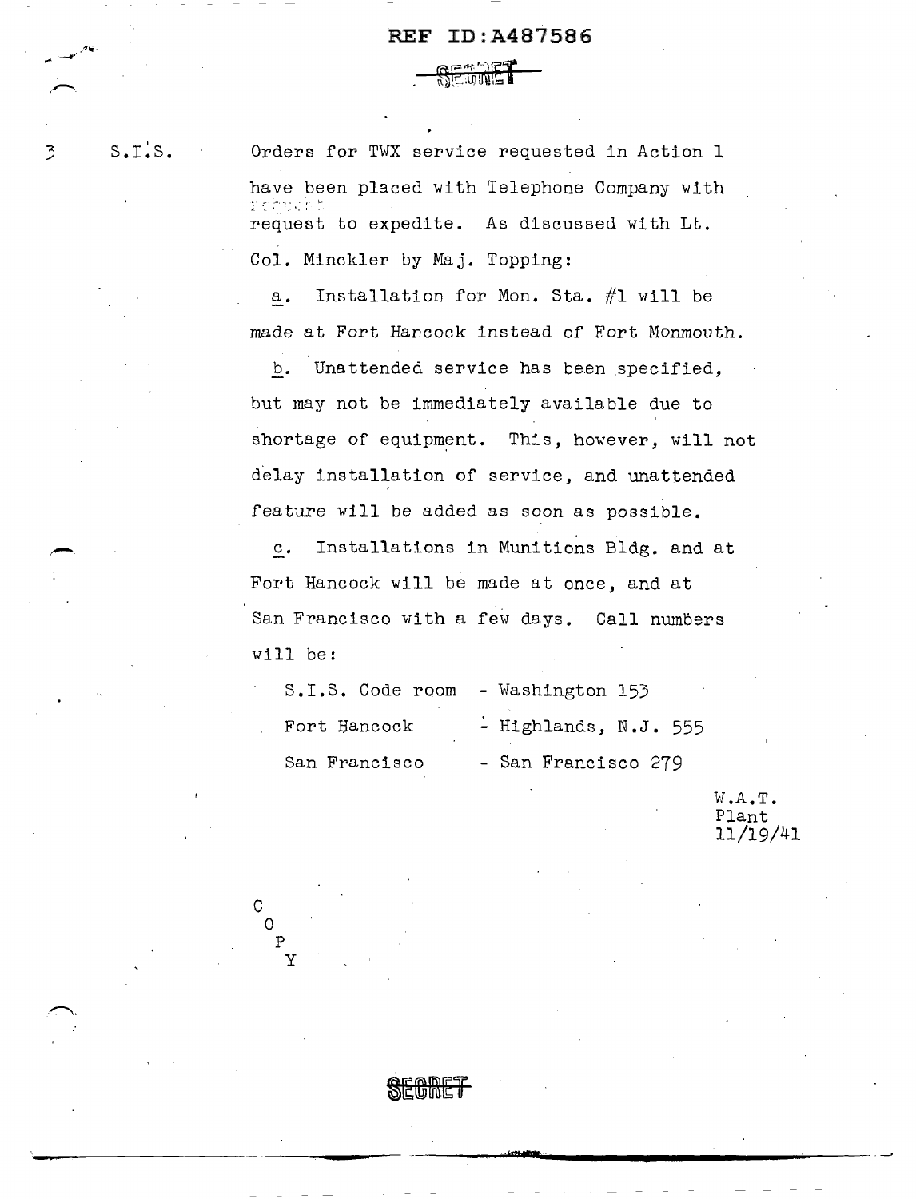SECRET

3 S.I.S.

Orders for TWX service requested in Action 1 have been placed with Telephone Company with request to expedite. As discussed with Lt. Col. Minckler by Maj. Topping:

a. Installation for Mon. Sta. #1 will be made at Fort Hancock instead of Fort Monmouth.

b. Unattended service has been specified, but may not be immediately available due to shortage of equipment. This, however, will not delay installation of service, and unattended feature will be added as soon as possible.

c. Installations in Munitions Bldg. and at Fort Hancock will be made at once, and at San Francisco with a few days. Call numbers will be:

| | |
|---|---|
| S.I.S. Code room | - Washington 153 |
| Fort Hancock | - Highlands, N.J. 555 |
| San Francisco | - San Francisco 279 |

W.A.T.
Plant
11/19/41

COPY

SECRET